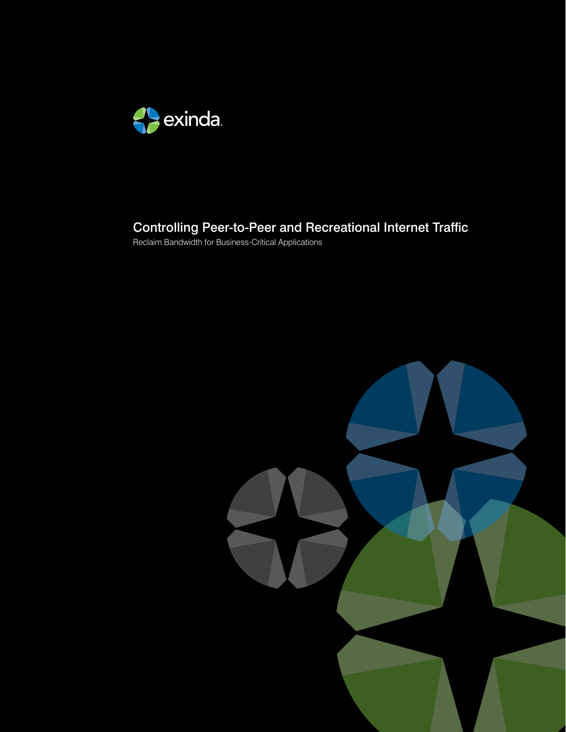exinda

# Controlling Peer-to-Peer and Recreational Internet Traffic

Reclaim Bandwidth for Business-Critical Applications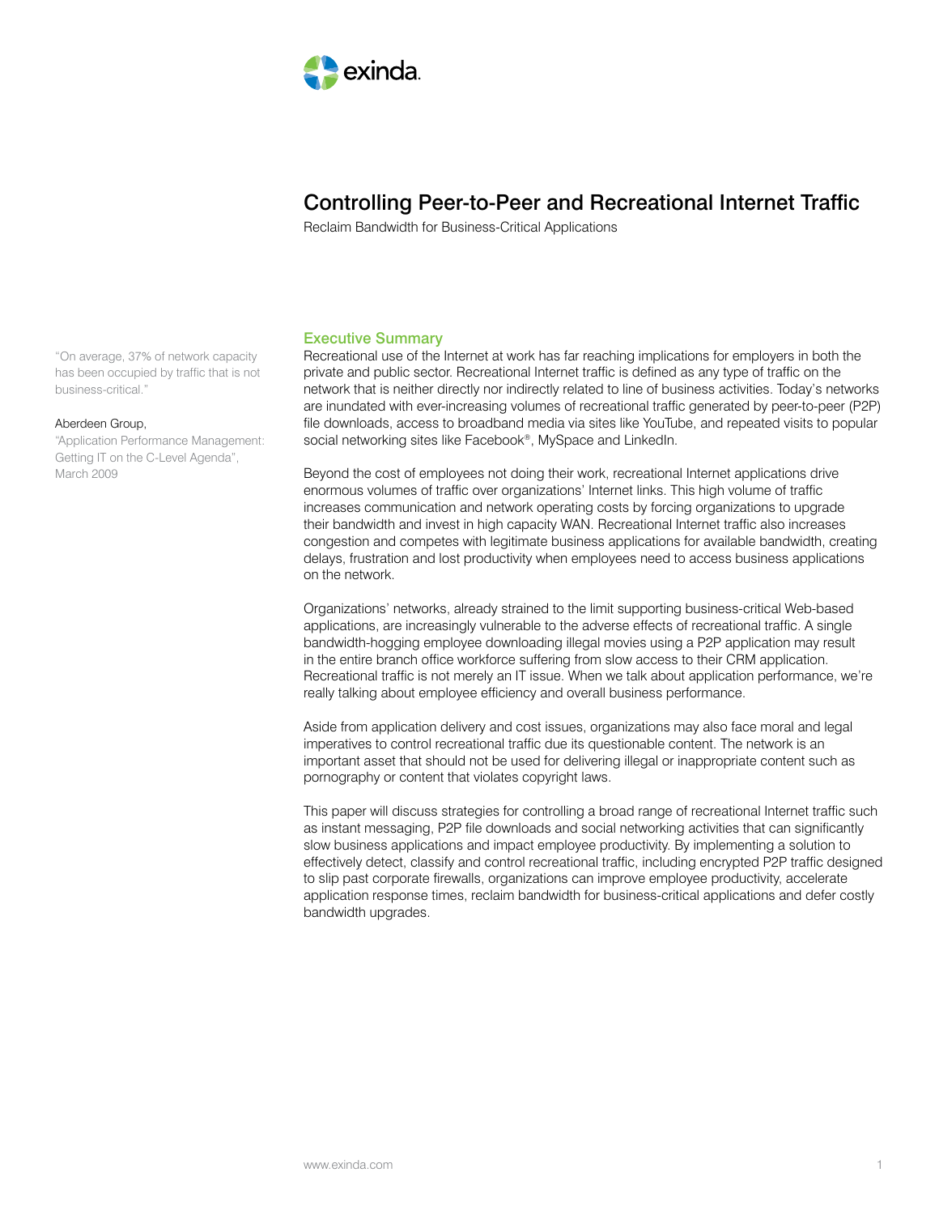# Controlling Peer-to-Peer and Recreational Internet Traffic

Reclaim Bandwidth for Business-Critical Applications

> "On average, 37% of network capacity has been occupied by traffic that is not business-critical."
>
> Aberdeen Group,
> "Application Performance Management: Getting IT on the C-Level Agenda", March 2009

## Executive Summary

Recreational use of the Internet at work has far reaching implications for employers in both the private and public sector. Recreational Internet traffic is defined as any type of traffic on the network that is neither directly nor indirectly related to line of business activities. Today's networks are inundated with ever-increasing volumes of recreational traffic generated by peer-to-peer (P2P) file downloads, access to broadband media via sites like YouTube, and repeated visits to popular social networking sites like Facebook®, MySpace and LinkedIn.

Beyond the cost of employees not doing their work, recreational Internet applications drive enormous volumes of traffic over organizations' Internet links. This high volume of traffic increases communication and network operating costs by forcing organizations to upgrade their bandwidth and invest in high capacity WAN. Recreational Internet traffic also increases congestion and competes with legitimate business applications for available bandwidth, creating delays, frustration and lost productivity when employees need to access business applications on the network.

Organizations' networks, already strained to the limit supporting business-critical Web-based applications, are increasingly vulnerable to the adverse effects of recreational traffic. A single bandwidth-hogging employee downloading illegal movies using a P2P application may result in the entire branch office workforce suffering from slow access to their CRM application. Recreational traffic is not merely an IT issue. When we talk about application performance, we're really talking about employee efficiency and overall business performance.

Aside from application delivery and cost issues, organizations may also face moral and legal imperatives to control recreational traffic due its questionable content. The network is an important asset that should not be used for delivering illegal or inappropriate content such as pornography or content that violates copyright laws.

This paper will discuss strategies for controlling a broad range of recreational Internet traffic such as instant messaging, P2P file downloads and social networking activities that can significantly slow business applications and impact employee productivity. By implementing a solution to effectively detect, classify and control recreational traffic, including encrypted P2P traffic designed to slip past corporate firewalls, organizations can improve employee productivity, accelerate application response times, reclaim bandwidth for business-critical applications and defer costly bandwidth upgrades.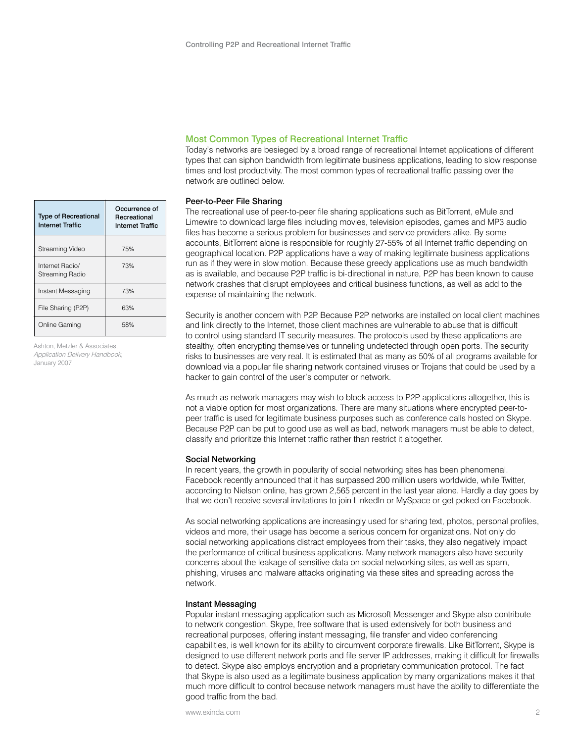## Most Common Types of Recreational Internet Traffic

Today's networks are besieged by a broad range of recreational Internet applications of different types that can siphon bandwidth from legitimate business applications, leading to slow response times and lost productivity. The most common types of recreational traffic passing over the network are outlined below.

| Type of Recreational Internet Traffic | Occurrence of Recreational Internet Traffic |
|---|---|
| Streaming Video | 75% |
| Internet Radio/ Streaming Radio | 73% |
| Instant Messaging | 73% |
| File Sharing (P2P) | 63% |
| Online Gaming | 58% |

Ashton, Metzler & Associates, *Application Delivery Handbook*, January 2007

### Peer-to-Peer File Sharing

The recreational use of peer-to-peer file sharing applications such as BitTorrent, eMule and Limewire to download large files including movies, television episodes, games and MP3 audio files has become a serious problem for businesses and service providers alike. By some accounts, BitTorrent alone is responsible for roughly 27-55% of all Internet traffic depending on geographical location. P2P applications have a way of making legitimate business applications run as if they were in slow motion. Because these greedy applications use as much bandwidth as is available, and because P2P traffic is bi-directional in nature, P2P has been known to cause network crashes that disrupt employees and critical business functions, as well as add to the expense of maintaining the network.

Security is another concern with P2P. Because P2P networks are installed on local client machines and link directly to the Internet, those client machines are vulnerable to abuse that is difficult to control using standard IT security measures. The protocols used by these applications are stealthy, often encrypting themselves or tunneling undetected through open ports. The security risks to businesses are very real. It is estimated that as many as 50% of all programs available for download via a popular file sharing network contained viruses or Trojans that could be used by a hacker to gain control of the user's computer or network.

As much as network managers may wish to block access to P2P applications altogether, this is not a viable option for most organizations. There are many situations where encrypted peer-to-peer traffic is used for legitimate business purposes such as conference calls hosted on Skype. Because P2P can be put to good use as well as bad, network managers must be able to detect, classify and prioritize this Internet traffic rather than restrict it altogether.

### Social Networking

In recent years, the growth in popularity of social networking sites has been phenomenal. Facebook recently announced that it has surpassed 200 million users worldwide, while Twitter, according to Nielson online, has grown 2,565 percent in the last year alone. Hardly a day goes by that we don't receive several invitations to join LinkedIn or MySpace or get poked on Facebook.

As social networking applications are increasingly used for sharing text, photos, personal profiles, videos and more, their usage has become a serious concern for organizations. Not only do social networking applications distract employees from their tasks, they also negatively impact the performance of critical business applications. Many network managers also have security concerns about the leakage of sensitive data on social networking sites, as well as spam, phishing, viruses and malware attacks originating via these sites and spreading across the network.

### Instant Messaging

Popular instant messaging application such as Microsoft Messenger and Skype also contribute to network congestion. Skype, free software that is used extensively for both business and recreational purposes, offering instant messaging, file transfer and video conferencing capabilities, is well known for its ability to circumvent corporate firewalls. Like BitTorrent, Skype is designed to use different network ports and file server IP addresses, making it difficult for firewalls to detect. Skype also employs encryption and a proprietary communication protocol. The fact that Skype is also used as a legitimate business application by many organizations makes it that much more difficult to control because network managers must have the ability to differentiate the good traffic from the bad.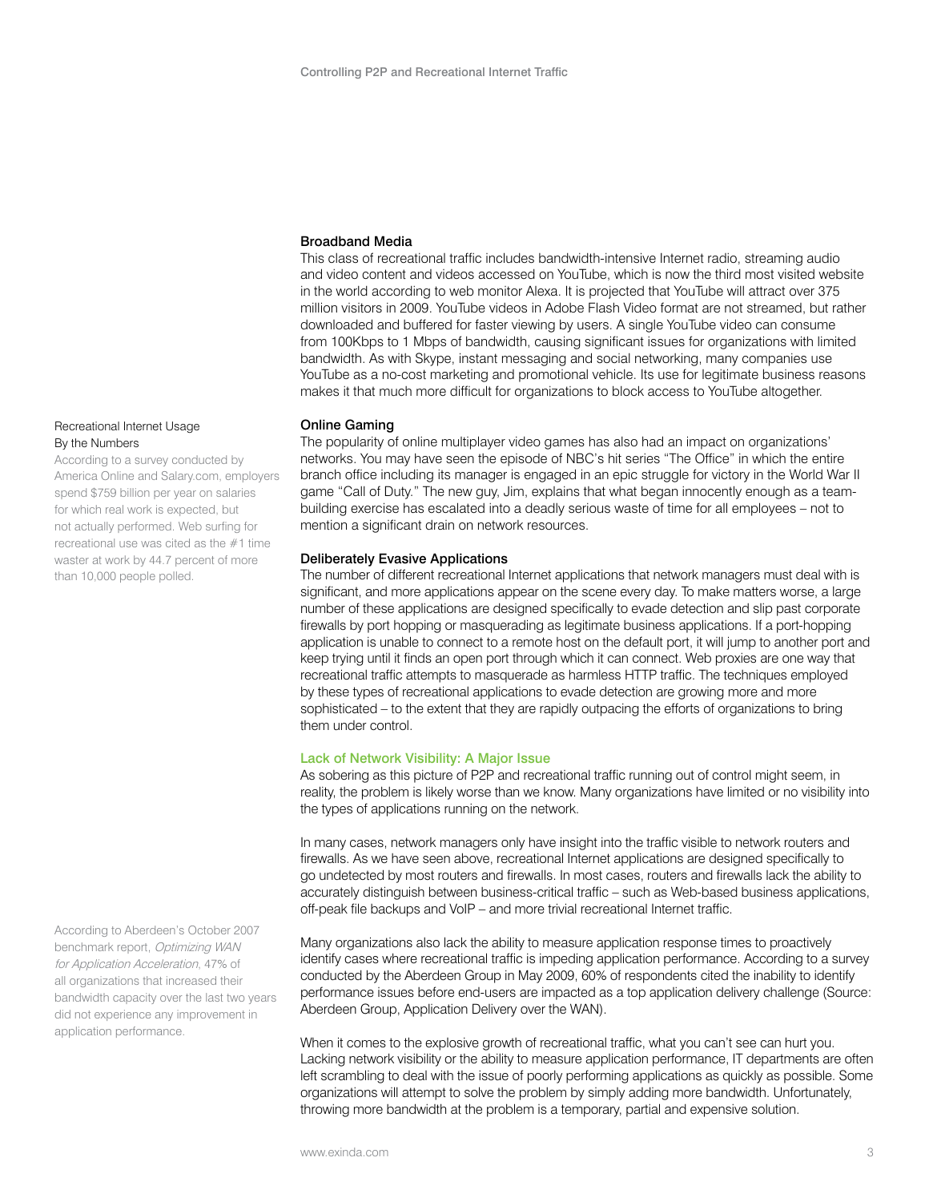### Broadband Media

This class of recreational traffic includes bandwidth-intensive Internet radio, streaming audio and video content and videos accessed on YouTube, which is now the third most visited website in the world according to web monitor Alexa. It is projected that YouTube will attract over 375 million visitors in 2009. YouTube videos in Adobe Flash Video format are not streamed, but rather downloaded and buffered for faster viewing by users. A single YouTube video can consume from 100Kbps to 1 Mbps of bandwidth, causing significant issues for organizations with limited bandwidth. As with Skype, instant messaging and social networking, many companies use YouTube as a no-cost marketing and promotional vehicle. Its use for legitimate business reasons makes it that much more difficult for organizations to block access to YouTube altogether.

### Online Gaming

The popularity of online multiplayer video games has also had an impact on organizations' networks. You may have seen the episode of NBC's hit series "The Office" in which the entire branch office including its manager is engaged in an epic struggle for victory in the World War II game "Call of Duty." The new guy, Jim, explains that what began innocently enough as a team-building exercise has escalated into a deadly serious waste of time for all employees – not to mention a significant drain on network resources.

> **Recreational Internet Usage By the Numbers**
>
> According to a survey conducted by America Online and Salary.com, employers spend $759 billion per year on salaries for which real work is expected, but not actually performed. Web surfing for recreational use was cited as the #1 time waster at work by 44.7 percent of more than 10,000 people polled.

### Deliberately Evasive Applications

The number of different recreational Internet applications that network managers must deal with is significant, and more applications appear on the scene every day. To make matters worse, a large number of these applications are designed specifically to evade detection and slip past corporate firewalls by port hopping or masquerading as legitimate business applications. If a port-hopping application is unable to connect to a remote host on the default port, it will jump to another port and keep trying until it finds an open port through which it can connect. Web proxies are one way that recreational traffic attempts to masquerade as harmless HTTP traffic. The techniques employed by these types of recreational applications to evade detection are growing more and more sophisticated – to the extent that they are rapidly outpacing the efforts of organizations to bring them under control.

## Lack of Network Visibility: A Major Issue

As sobering as this picture of P2P and recreational traffic running out of control might seem, in reality, the problem is likely worse than we know. Many organizations have limited or no visibility into the types of applications running on the network.

In many cases, network managers only have insight into the traffic visible to network routers and firewalls. As we have seen above, recreational Internet applications are designed specifically to go undetected by most routers and firewalls. In most cases, routers and firewalls lack the ability to accurately distinguish between business-critical traffic – such as Web-based business applications, off-peak file backups and VoIP – and more trivial recreational Internet traffic.

> According to Aberdeen's October 2007 benchmark report, *Optimizing WAN for Application Acceleration*, 47% of all organizations that increased their bandwidth capacity over the last two years did not experience any improvement in application performance.

Many organizations also lack the ability to measure application response times to proactively identify cases where recreational traffic is impeding application performance. According to a survey conducted by the Aberdeen Group in May 2009, 60% of respondents cited the inability to identify performance issues before end-users are impacted as a top application delivery challenge (Source: Aberdeen Group, Application Delivery over the WAN).

When it comes to the explosive growth of recreational traffic, what you can't see can hurt you. Lacking network visibility or the ability to measure application performance, IT departments are often left scrambling to deal with the issue of poorly performing applications as quickly as possible. Some organizations will attempt to solve the problem by simply adding more bandwidth. Unfortunately, throwing more bandwidth at the problem is a temporary, partial and expensive solution.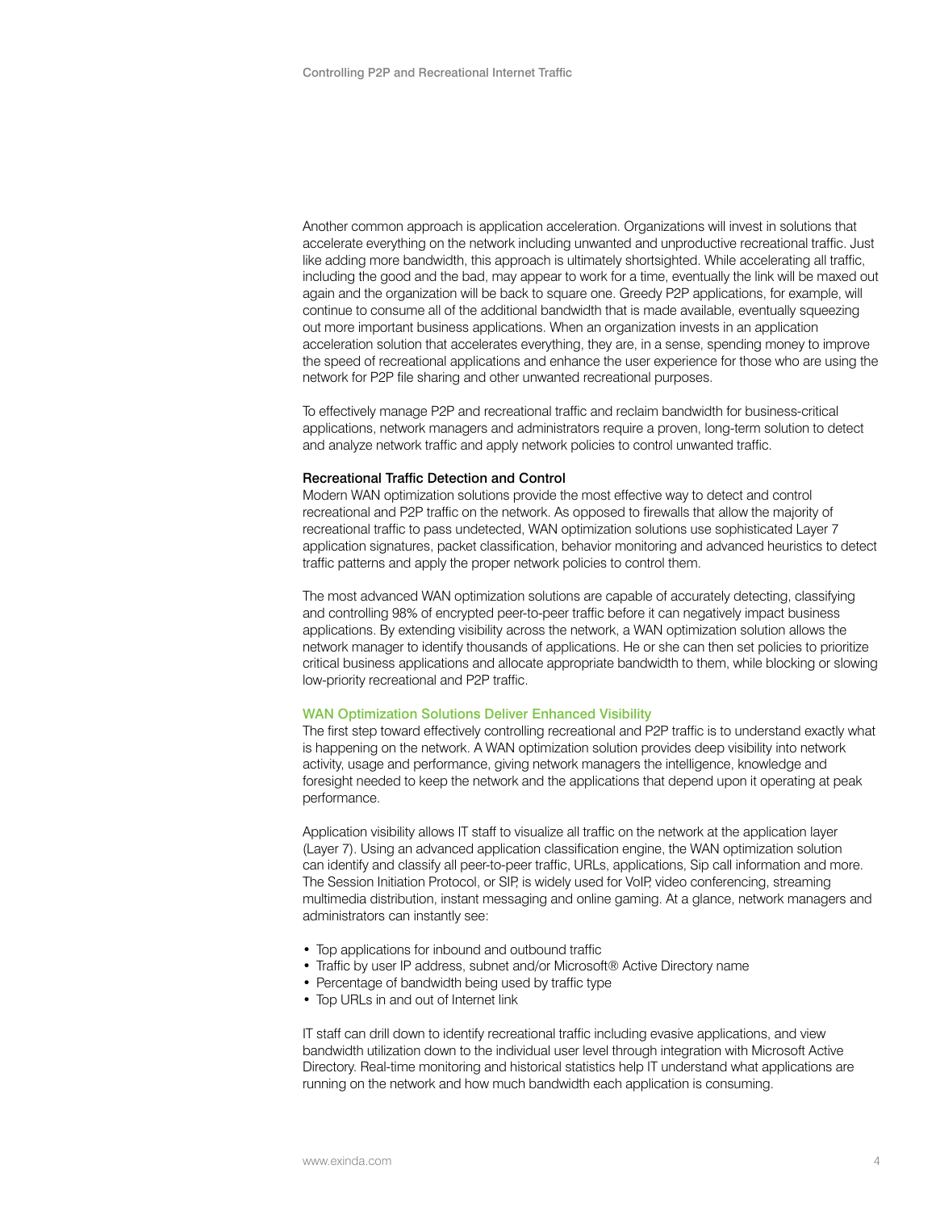Another common approach is application acceleration. Organizations will invest in solutions that accelerate everything on the network including unwanted and unproductive recreational traffic. Just like adding more bandwidth, this approach is ultimately shortsighted. While accelerating all traffic, including the good and the bad, may appear to work for a time, eventually the link will be maxed out again and the organization will be back to square one. Greedy P2P applications, for example, will continue to consume all of the additional bandwidth that is made available, eventually squeezing out more important business applications. When an organization invests in an application acceleration solution that accelerates everything, they are, in a sense, spending money to improve the speed of recreational applications and enhance the user experience for those who are using the network for P2P file sharing and other unwanted recreational purposes.

To effectively manage P2P and recreational traffic and reclaim bandwidth for business-critical applications, network managers and administrators require a proven, long-term solution to detect and analyze network traffic and apply network policies to control unwanted traffic.

### Recreational Traffic Detection and Control

Modern WAN optimization solutions provide the most effective way to detect and control recreational and P2P traffic on the network. As opposed to firewalls that allow the majority of recreational traffic to pass undetected, WAN optimization solutions use sophisticated Layer 7 application signatures, packet classification, behavior monitoring and advanced heuristics to detect traffic patterns and apply the proper network policies to control them.

The most advanced WAN optimization solutions are capable of accurately detecting, classifying and controlling 98% of encrypted peer-to-peer traffic before it can negatively impact business applications. By extending visibility across the network, a WAN optimization solution allows the network manager to identify thousands of applications. He or she can then set policies to prioritize critical business applications and allocate appropriate bandwidth to them, while blocking or slowing low-priority recreational and P2P traffic.

#### WAN Optimization Solutions Deliver Enhanced Visibility

The first step toward effectively controlling recreational and P2P traffic is to understand exactly what is happening on the network. A WAN optimization solution provides deep visibility into network activity, usage and performance, giving network managers the intelligence, knowledge and foresight needed to keep the network and the applications that depend upon it operating at peak performance.

Application visibility allows IT staff to visualize all traffic on the network at the application layer (Layer 7). Using an advanced application classification engine, the WAN optimization solution can identify and classify all peer-to-peer traffic, URLs, applications, Sip call information and more. The Session Initiation Protocol, or SIP, is widely used for VoIP, video conferencing, streaming multimedia distribution, instant messaging and online gaming. At a glance, network managers and administrators can instantly see:

- Top applications for inbound and outbound traffic
- Traffic by user IP address, subnet and/or Microsoft® Active Directory name
- Percentage of bandwidth being used by traffic type
- Top URLs in and out of Internet link

IT staff can drill down to identify recreational traffic including evasive applications, and view bandwidth utilization down to the individual user level through integration with Microsoft Active Directory. Real-time monitoring and historical statistics help IT understand what applications are running on the network and how much bandwidth each application is consuming.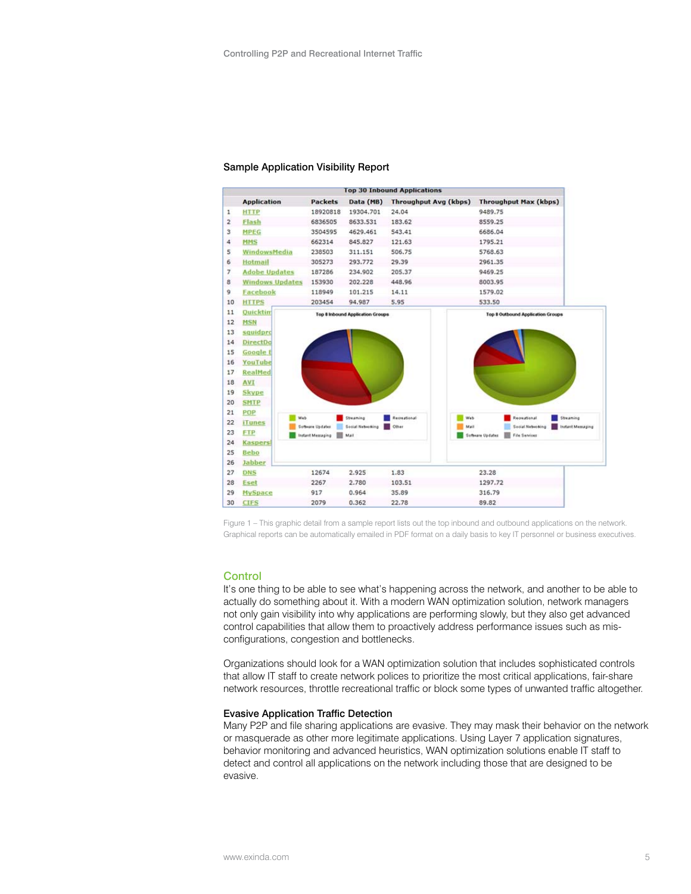### Sample Application Visibility Report

| | Application | Packets | Data (MB) | Throughput Avg (kbps) | Throughput Max (kbps) |
|---|---|---|---|---|---|
| | **Top 30 Inbound Applications** | | | | |
| 1 | HTTP | 18920818 | 19304.701 | 24.04 | 9489.75 |
| 2 | Flash | 6836505 | 8633.531 | 183.62 | 8559.25 |
| 3 | MPEG | 3504595 | 4629.461 | 543.41 | 6686.04 |
| 4 | MMS | 662314 | 845.827 | 121.63 | 1795.21 |
| 5 | WindowsMedia | 238503 | 311.151 | 506.75 | 5768.63 |
| 6 | Hotmail | 305273 | 293.772 | 29.39 | 2961.35 |
| 7 | Adobe Updates | 187286 | 234.902 | 205.37 | 9469.25 |
| 8 | Windows Updates | 153930 | 202.228 | 448.96 | 8003.95 |
| 9 | Facebook | 118949 | 101.215 | 14.11 | 1579.02 |
| 10 | HTTPS | 203454 | 94.987 | 5.95 | 533.50 |
| 11 | Quicktim | | | | |
| 12 | MSN | | | | |
| 13 | squidpro | | | | |
| 14 | DirectDo | | | | |
| 15 | Google E | | | | |
| 16 | YouTube | | | | |
| 17 | RealMed | | | | |
| 18 | AVI | | | | |
| 19 | Skype | | | | |
| 20 | SMTP | | | | |
| 21 | POP | | | | |
| 22 | iTunes | | | | |
| 23 | FTP | | | | |
| 24 | Kaspersl | | | | |
| 25 | Bebo | | | | |
| 26 | Jabber | | | | |
| 27 | DNS | 12674 | 2.925 | 1.83 | 23.28 |
| 28 | Eset | 2267 | 2.780 | 103.51 | 1297.72 |
| 29 | MySpace | 917 | 0.964 | 35.89 | 316.79 |
| 30 | CIFS | 2079 | 0.362 | 22.78 | 89.82 |

Figure 1 – This graphic detail from a sample report lists out the top inbound and outbound applications on the network. Graphical reports can be automatically emailed in PDF format on a daily basis to key IT personnel or business executives.

## Control

It's one thing to be able to see what's happening across the network, and another to be able to actually do something about it. With a modern WAN optimization solution, network managers not only gain visibility into why applications are performing slowly, but they also get advanced control capabilities that allow them to proactively address performance issues such as mis-configurations, congestion and bottlenecks.

Organizations should look for a WAN optimization solution that includes sophisticated controls that allow IT staff to create network polices to prioritize the most critical applications, fair-share network resources, throttle recreational traffic or block some types of unwanted traffic altogether.

### Evasive Application Traffic Detection

Many P2P and file sharing applications are evasive. They may mask their behavior on the network or masquerade as other more legitimate applications. Using Layer 7 application signatures, behavior monitoring and advanced heuristics, WAN optimization solutions enable IT staff to detect and control all applications on the network including those that are designed to be evasive.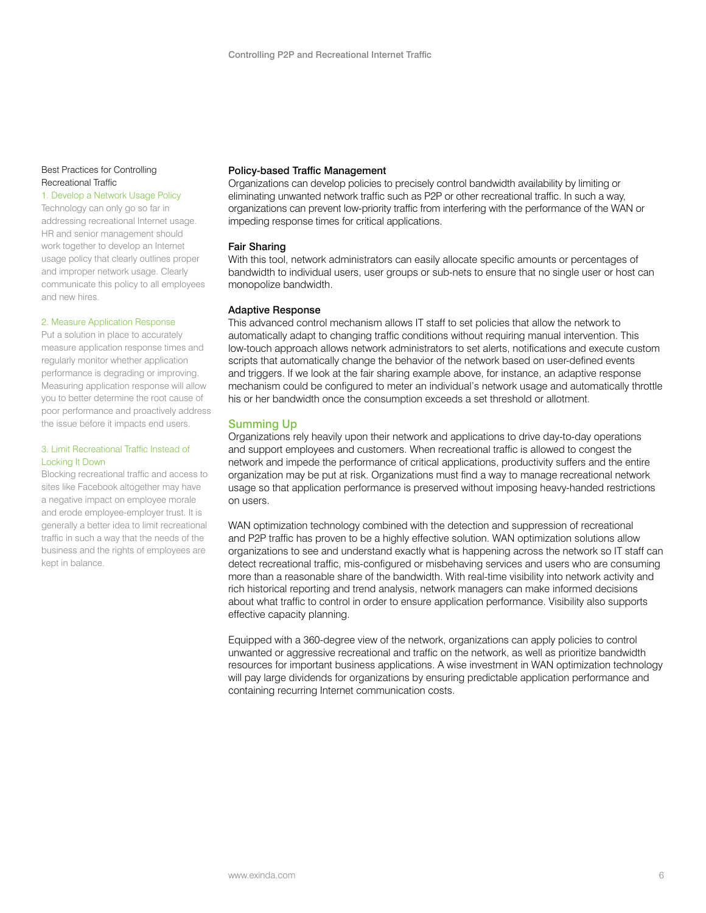### Best Practices for Controlling Recreational Traffic

**1. Develop a Network Usage Policy**

Technology can only go so far in addressing recreational Internet usage. HR and senior management should work together to develop an Internet usage policy that clearly outlines proper and improper network usage. Clearly communicate this policy to all employees and new hires.

**2. Measure Application Response**

Put a solution in place to accurately measure application response times and regularly monitor whether application performance is degrading or improving. Measuring application response will allow you to better determine the root cause of poor performance and proactively address the issue before it impacts end users.

**3. Limit Recreational Traffic Instead of Locking It Down**

Blocking recreational traffic and access to sites like Facebook altogether may have a negative impact on employee morale and erode employee-employer trust. It is generally a better idea to limit recreational traffic in such a way that the needs of the business and the rights of employees are kept in balance.

### Policy-based Traffic Management

Organizations can develop policies to precisely control bandwidth availability by limiting or eliminating unwanted network traffic such as P2P or other recreational traffic. In such a way, organizations can prevent low-priority traffic from interfering with the performance of the WAN or impeding response times for critical applications.

### Fair Sharing

With this tool, network administrators can easily allocate specific amounts or percentages of bandwidth to individual users, user groups or sub-nets to ensure that no single user or host can monopolize bandwidth.

### Adaptive Response

This advanced control mechanism allows IT staff to set policies that allow the network to automatically adapt to changing traffic conditions without requiring manual intervention. This low-touch approach allows network administrators to set alerts, notifications and execute custom scripts that automatically change the behavior of the network based on user-defined events and triggers. If we look at the fair sharing example above, for instance, an adaptive response mechanism could be configured to meter an individual's network usage and automatically throttle his or her bandwidth once the consumption exceeds a set threshold or allotment.

## Summing Up

Organizations rely heavily upon their network and applications to drive day-to-day operations and support employees and customers. When recreational traffic is allowed to congest the network and impede the performance of critical applications, productivity suffers and the entire organization may be put at risk. Organizations must find a way to manage recreational network usage so that application performance is preserved without imposing heavy-handed restrictions on users.

WAN optimization technology combined with the detection and suppression of recreational and P2P traffic has proven to be a highly effective solution. WAN optimization solutions allow organizations to see and understand exactly what is happening across the network so IT staff can detect recreational traffic, mis-configured or misbehaving services and users who are consuming more than a reasonable share of the bandwidth. With real-time visibility into network activity and rich historical reporting and trend analysis, network managers can make informed decisions about what traffic to control in order to ensure application performance. Visibility also supports effective capacity planning.

Equipped with a 360-degree view of the network, organizations can apply policies to control unwanted or aggressive recreational and traffic on the network, as well as prioritize bandwidth resources for important business applications. A wise investment in WAN optimization technology will pay large dividends for organizations by ensuring predictable application performance and containing recurring Internet communication costs.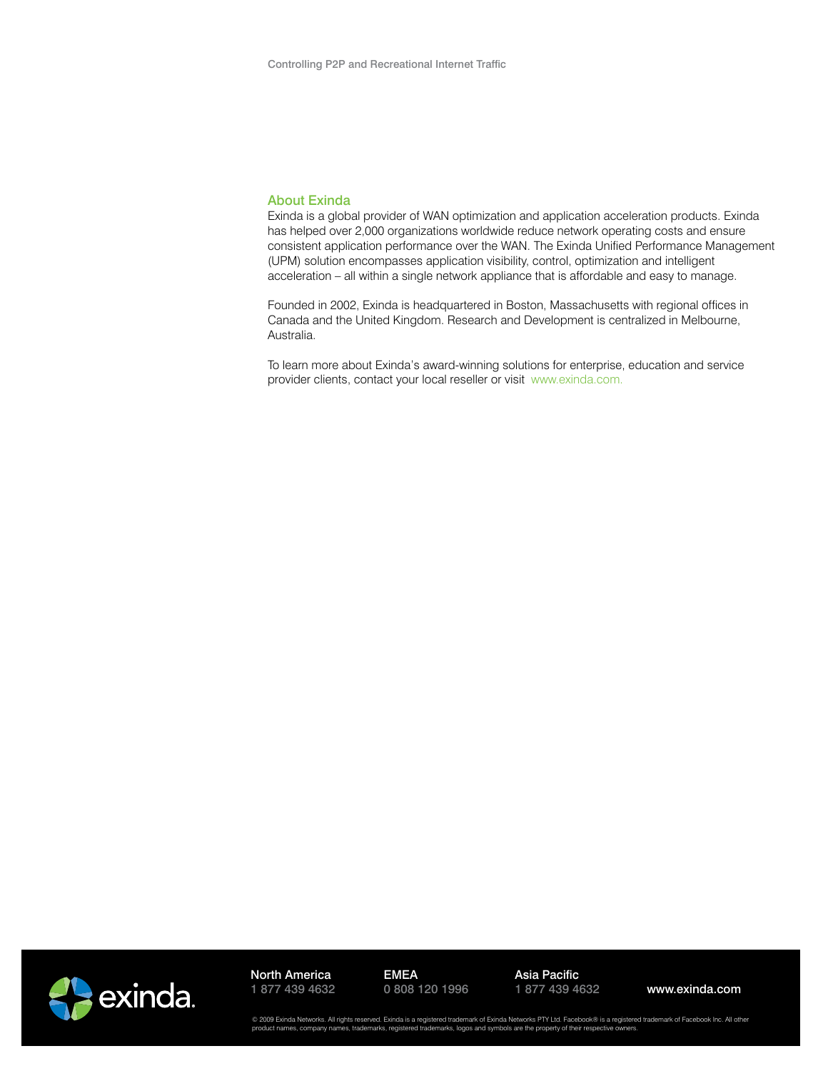## About Exinda

Exinda is a global provider of WAN optimization and application acceleration products. Exinda has helped over 2,000 organizations worldwide reduce network operating costs and ensure consistent application performance over the WAN. The Exinda Unified Performance Management (UPM) solution encompasses application visibility, control, optimization and intelligent acceleration – all within a single network appliance that is affordable and easy to manage.

Founded in 2002, Exinda is headquartered in Boston, Massachusetts with regional offices in Canada and the United Kingdom. Research and Development is centralized in Melbourne, Australia.

To learn more about Exinda's award-winning solutions for enterprise, education and service provider clients, contact your local reseller or visit www.exinda.com.

exinda.

**North America**
1 877 439 4632

**EMEA**
0 808 120 1996

**Asia Pacific**
1 877 439 4632

**www.exinda.com**

© 2009 Exinda Networks. All rights reserved. Exinda is a registered trademark of Exinda Networks PTY Ltd. Facebook® is a registered trademark of Facebook Inc. All other product names, company names, trademarks, registered trademarks, logos and symbols are the property of their respective owners.